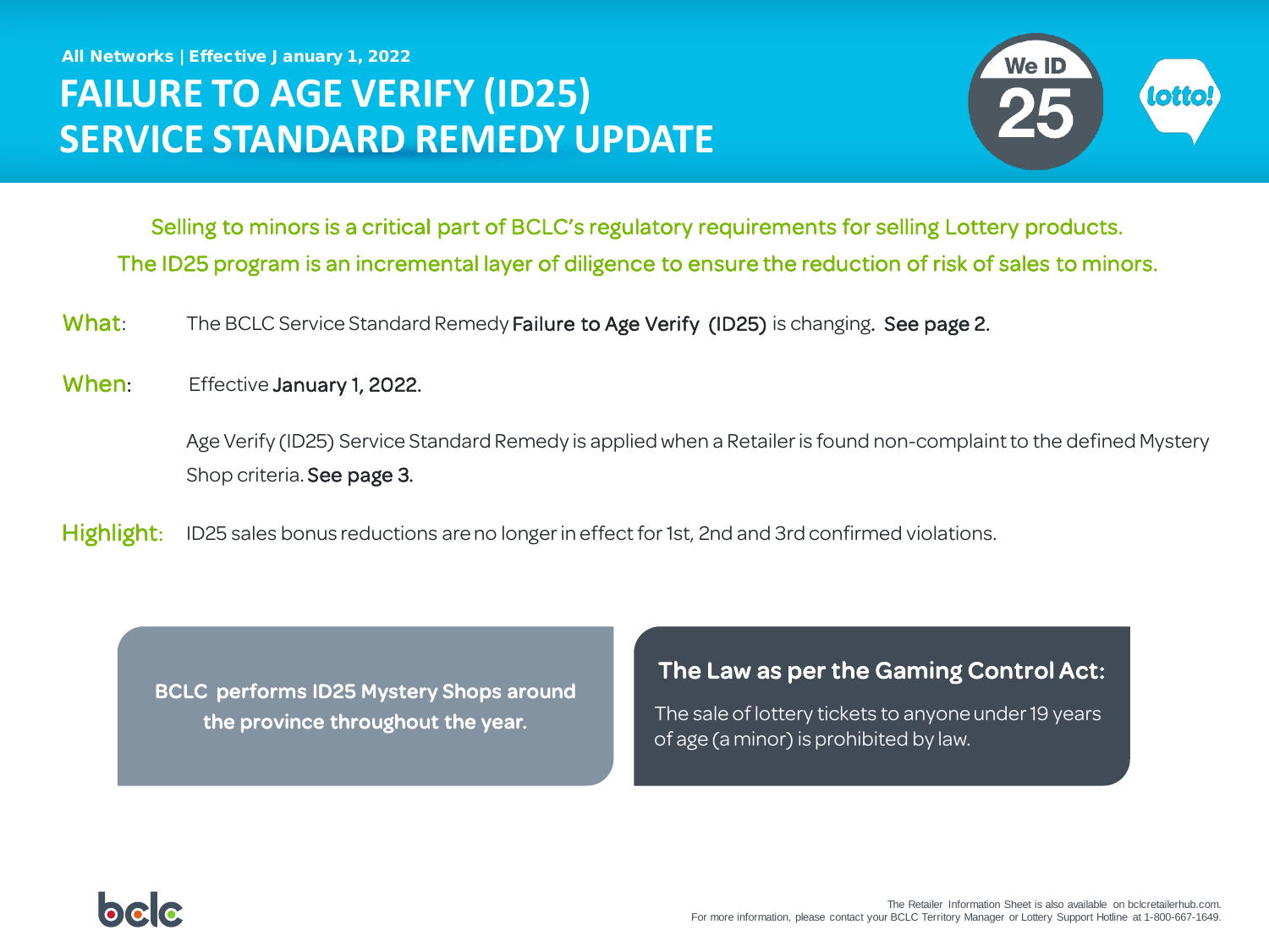All Networks | Effective January 1, 2022

# FAILURE TO AGE VERIFY (ID25) SERVICE STANDARD REMEDY UPDATE

We ID 25

lotto!

Selling to minors is a critical part of BCLC's regulatory requirements for selling Lottery products.

The ID25 program is an incremental layer of diligence to ensure the reduction of risk of sales to minors.

**What:** The BCLC Service Standard Remedy **Failure to Age Verify (ID25)** is changing. **See page 2.**

**When:** Effective **January 1, 2022.**

Age Verify (ID25) Service Standard Remedy is applied when a Retailer is found non-complaint to the defined Mystery Shop criteria. **See page 3.**

**Highlight:** ID25 sales bonus reductions are no longer in effect for 1st, 2nd and 3rd confirmed violations.

**BCLC performs ID25 Mystery Shops around the province throughout the year.**

**The Law as per the Gaming Control Act:**

The sale of lottery tickets to anyone under 19 years of age (a minor) is prohibited by law.

bclc

The Retailer Information Sheet is also available on bclcretailerhub.com.
For more information, please contact your BCLC Territory Manager or Lottery Support Hotline at 1-800-667-1649.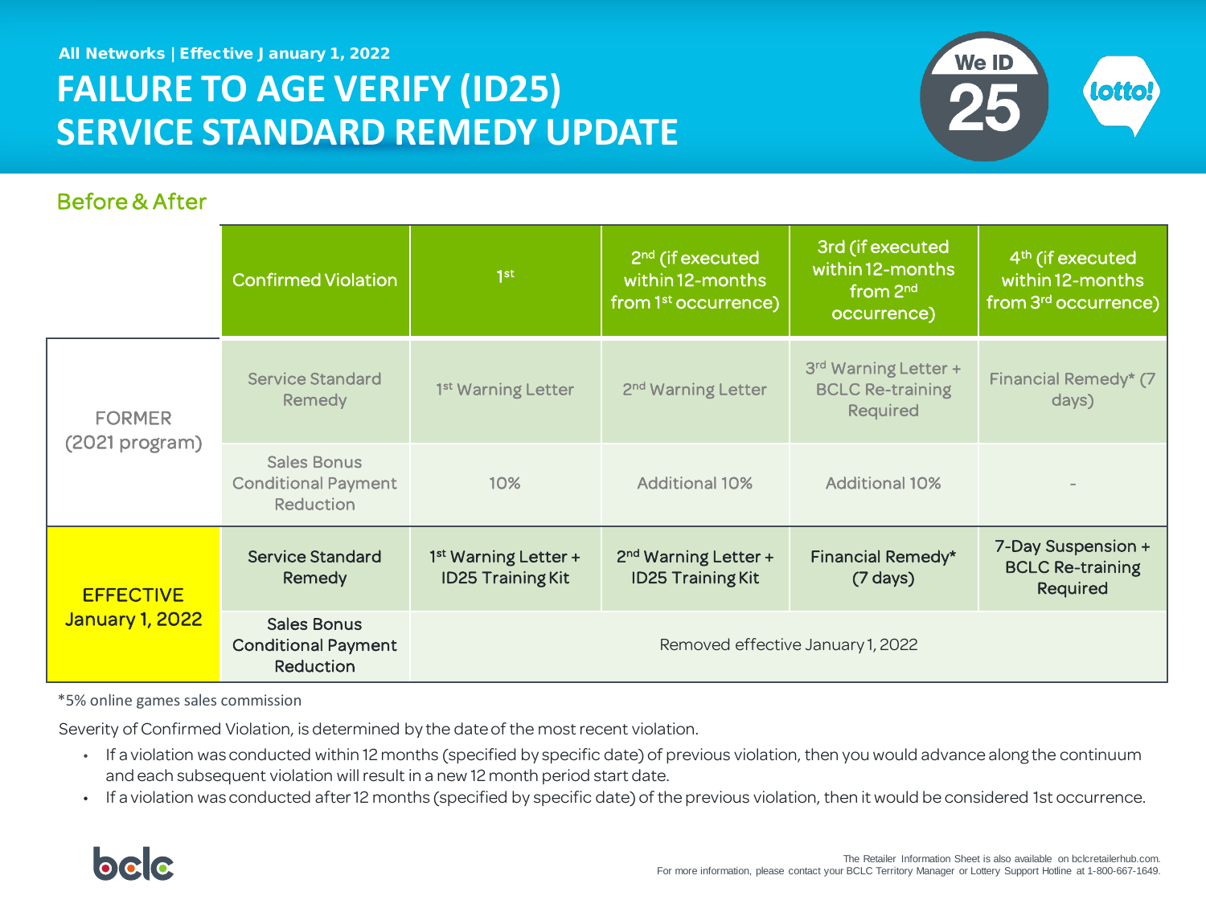All Networks | Effective January 1, 2022

# FAILURE TO AGE VERIFY (ID25) SERVICE STANDARD REMEDY UPDATE

## Before & After

| | Confirmed Violation | 1st | 2nd (if executed within 12-months from 1st occurrence) | 3rd (if executed within 12-months from 2nd occurrence) | 4th (if executed within 12-months from 3rd occurrence) |
|---|---|---|---|---|---|
| FORMER (2021 program) | Service Standard Remedy | 1st Warning Letter | 2nd Warning Letter | 3rd Warning Letter + BCLC Re-training Required | Financial Remedy* (7 days) |
| | Sales Bonus Conditional Payment Reduction | 10% | Additional 10% | Additional 10% | - |
| EFFECTIVE January 1, 2022 | Service Standard Remedy | 1st Warning Letter + ID25 Training Kit | 2nd Warning Letter + ID25 Training Kit | Financial Remedy* (7 days) | 7-Day Suspension + BCLC Re-training Required |
| | Sales Bonus Conditional Payment Reduction | Removed effective January 1, 2022 | | | |

*5% online games sales commission

Severity of Confirmed Violation, is determined by the date of the most recent violation.

- If a violation was conducted within 12 months (specified by specific date) of previous violation, then you would advance along the continuum and each subsequent violation will result in a new 12 month period start date.
- If a violation was conducted after 12 months (specified by specific date) of the previous violation, then it would be considered 1st occurrence.

The Retailer Information Sheet is also available on bclcretailerhub.com.
For more information, please contact your BCLC Territory Manager or Lottery Support Hotline at 1-800-667-1649.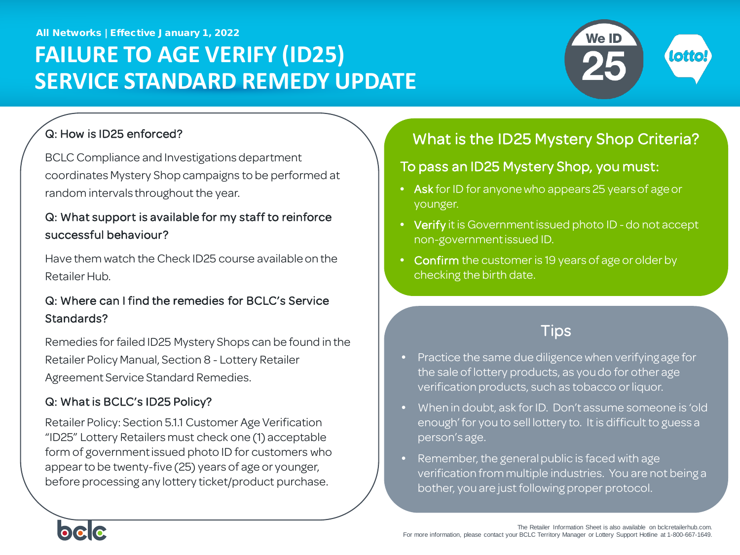All Networks | Effective January 1, 2022

# FAILURE TO AGE VERIFY (ID25) SERVICE STANDARD REMEDY UPDATE

We ID 25

lotto!

### Q: How is ID25 enforced?

BCLC Compliance and Investigations department coordinates Mystery Shop campaigns to be performed at random intervals throughout the year.

### Q: What support is available for my staff to reinforce successful behaviour?

Have them watch the Check ID25 course available on the Retailer Hub.

### Q: Where can I find the remedies for BCLC's Service Standards?

Remedies for failed ID25 Mystery Shops can be found in the Retailer Policy Manual, Section 8 - Lottery Retailer Agreement Service Standard Remedies.

### Q: What is BCLC's ID25 Policy?

Retailer Policy: Section 5.1.1 Customer Age Verification "ID25" Lottery Retailers must check one (1) acceptable form of government issued photo ID for customers who appear to be twenty-five (25) years of age or younger, before processing any lottery ticket/product purchase.

## What is the ID25 Mystery Shop Criteria?

### To pass an ID25 Mystery Shop, you must:

- **Ask** for ID for anyone who appears 25 years of age or younger.
- **Verify** it is Government issued photo ID - do not accept non-government issued ID.
- **Confirm** the customer is 19 years of age or older by checking the birth date.

## Tips

- Practice the same due diligence when verifying age for the sale of lottery products, as you do for other age verification products, such as tobacco or liquor.
- When in doubt, ask for ID. Don't assume someone is 'old enough' for you to sell lottery to. It is difficult to guess a person's age.
- Remember, the general public is faced with age verification from multiple industries. You are not being a bother, you are just following proper protocol.

bclc

The Retailer Information Sheet is also available on bclcretailerhub.com.
For more information, please contact your BCLC Territory Manager or Lottery Support Hotline at 1-800-667-1649.